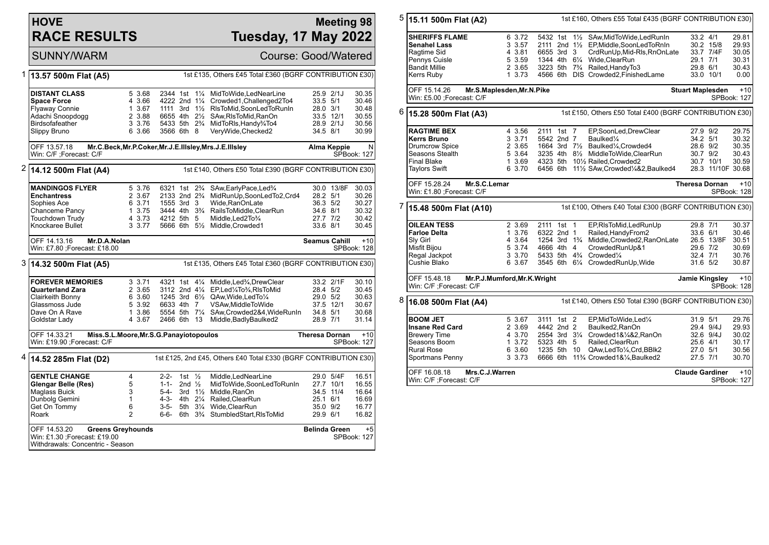# HOVE RACE RESULTS

**Meeting 98**
**Tuesday, 17 May 2022**

SUNNY/WARM — Course: Good/Watered

## 1 13.57 500m Flat (A5)

1st £135, Others £45 Total £360 (BGRF CONTRIBUTION £30)

| Greyhound | Trap | Split | Sectionals | Pos | Dist | Comment | Wt | SP | Time |
|---|---|---|---|---|---|---|---|---|---|
| **DISTANT CLASS** | 5 | 3.68 | 2344 | 1st | 1¼ | MidToWide,LedNearLine | 25.9 | 2/1J | 30.35 |
| **Space Force** | 4 | 3.66 | 4222 | 2nd | 1¼ | Crowded1,Challenged2To4 | 33.5 | 5/1 | 30.46 |
| Flyaway Connie | 1 | 3.67 | 1111 | 3rd | 1½ | RlsToMid,SoonLedToRunIn | 28.0 | 3/1 | 30.48 |
| Adachi Snoopdogg | 2 | 3.88 | 6655 | 4th | 2½ | SAw,RlsToMid,RanOn | 33.5 | 12/1 | 30.55 |
| Birdsofafeather | 3 | 3.76 | 5433 | 5th | 2¾ | MidToRls,Handy¾To4 | 28.9 | 2/1J | 30.56 |
| Slippy Bruno | 6 | 3.66 | 3566 | 6th | 8 | VeryWide,Checked2 | 34.5 | 8/1 | 30.99 |

OFF 13.57.18 Mr.C.Beck,Mr.P.Coker,Mr.J.E.Illsley,Mrs.J.E.Illsley — Alma Keppie N
Win: C/F ;Forecast: C/F — SPBook: 127

## 2 14.12 500m Flat (A4)

1st £140, Others £50 Total £390 (BGRF CONTRIBUTION £30)

| Greyhound | Trap | Split | Sectionals | Pos | Dist | Comment | Wt | SP | Time |
|---|---|---|---|---|---|---|---|---|---|
| **MANDINGOS FLYER** | 5 | 3.76 | 6321 | 1st | 2¾ | SAw,EarlyPace,Led¾ | 30.0 | 13/8F | 30.03 |
| **Enchantress** | 2 | 3.67 | 2133 | 2nd | 2¾ | MidRunUp,SoonLedTo2,Crd4 | 28.2 | 5/1 | 30.26 |
| Sophies Ace | 6 | 3.71 | 1555 | 3rd | 3 | Wide,RanOnLate | 36.3 | 5/2 | 30.27 |
| Chanceme Pancy | 1 | 3.75 | 3444 | 4th | 3¾ | RailsToMiddle,ClearRun | 34.6 | 8/1 | 30.32 |
| Touchdown Trudy | 4 | 3.73 | 4212 | 5th | 5 | Middle,Led2To¾ | 27.7 | 7/2 | 30.42 |
| Knockaree Bullet | 3 | 3.77 | 5666 | 6th | 5½ | Middle,Crowded1 | 33.6 | 8/1 | 30.45 |

OFF 14.13.16 Mr.D.A.Nolan — Seamus Cahill +10
Win: £7.80 ;Forecast: £18.00 — SPBook: 128

## 3 14.32 500m Flat (A5)

1st £135, Others £45 Total £360 (BGRF CONTRIBUTION £30)

| Greyhound | Trap | Split | Sectionals | Pos | Dist | Comment | Wt | SP | Time |
|---|---|---|---|---|---|---|---|---|---|
| **FOREVER MEMORIES** | 3 | 3.71 | 4321 | 1st | 4¼ | Middle,Led¾,DrewClear | 33.2 | 2/1F | 30.10 |
| **Quarterland Zara** | 2 | 3.65 | 3112 | 2nd | 4¼ | EP,Led¼To¾,RlsToMid | 28.4 | 5/2 | 30.45 |
| Clairkeith Bonny | 6 | 3.60 | 1245 | 3rd | 6½ | QAw,Wide,LedTo¼ | 29.0 | 5/2 | 30.63 |
| Glassmoss Jude | 5 | 3.92 | 6633 | 4th | 7 | VSAw,MiddleToWide | 37.5 | 12/1 | 30.67 |
| Dave On A Rave | 1 | 3.86 | 5554 | 5th | 7¼ | SAw,Crowded2&4,WideRunIn | 34.8 | 5/1 | 30.68 |
| Goldstar Lady | 4 | 3.67 | 2466 | 6th | 13 | Middle,BadlyBaulked2 | 28.9 | 7/1 | 31.14 |

OFF 14.33.21 Miss.S.L.Moore,Mr.S.G.Panayiotopoulos — Theresa Dornan +10
Win: £19.90 ;Forecast: C/F — SPBook: 127

## 4 14.52 285m Flat (D2)

1st £125, 2nd £45, Others £40 Total £330 (BGRF CONTRIBUTION £30)

| Greyhound | Trap | Sectionals | Pos | Dist | Comment | Wt | SP | Time |
|---|---|---|---|---|---|---|---|---|
| **GENTLE CHANGE** | 4 | 2-2- | 1st | ½ | Middle,LedNearLine | 29.0 | 5/4F | 16.51 |
| **Glengar Belle (Res)** | 5 | 1-1- | 2nd | ½ | MidToWide,SoonLedToRunIn | 27.7 | 10/1 | 16.55 |
| Maglass Buick | 3 | 5-4- | 3rd | 1½ | Middle,RanOn | 34.5 | 11/4 | 16.64 |
| Dunbolg Gemini | 1 | 4-3- | 4th | 2¼ | Railed,ClearRun | 25.1 | 6/1 | 16.69 |
| Get On Tommy | 6 | 3-5- | 5th | 3¼ | Wide,ClearRun | 35.0 | 9/2 | 16.77 |
| Roark | 2 | 6-6- | 6th | 3¾ | StumbledStart,RlsToMid | 29.9 | 6/1 | 16.82 |

OFF 14.53.20 Greens Greyhounds — Belinda Green +5
Win: £1.30 ;Forecast: £19.00 — SPBook: 127
Withdrawals: Concentric - Season

## 5 15.11 500m Flat (A2)

1st £160, Others £55 Total £435 (BGRF CONTRIBUTION £30)

| Greyhound | Trap | Split | Sectionals | Pos | Dist | Comment | Wt | SP | Time |
|---|---|---|---|---|---|---|---|---|---|
| **SHERIFFS FLAME** | 6 | 3.72 | 5432 | 1st | 1½ | SAw,MidToWide,LedRunIn | 33.2 | 4/1 | 29.81 |
| **Senahel Lass** | 3 | 3.57 | 2111 | 2nd | 1½ | EP,Middle,SoonLedToRnIn | 30.2 | 15/8 | 29.93 |
| Ragtime Sid | 4 | 3.81 | 6655 | 3rd | 3 | CrdRunUp,Mid-Rls,RnOnLate | 33.7 | 7/4F | 30.05 |
| Pennys Cuisle | 5 | 3.59 | 1344 | 4th | 6¼ | Wide,ClearRun | 29.1 | 7/1 | 30.31 |
| Bandit Millie | 2 | 3.65 | 3223 | 5th | 7¾ | Railed,HandyTo3 | 29.8 | 6/1 | 30.43 |
| Kerrs Ruby | 1 | 3.73 | 4566 | 6th | DIS | Crowded2,FinishedLame | 33.0 | 10/1 | 0.00 |

OFF 15.14.26 Mr.S.Maplesden,Mr.N.Pike — Stuart Maplesden +10
Win: £5.00 ;Forecast: C/F — SPBook: 127

## 6 15.28 500m Flat (A3)

1st £150, Others £50 Total £400 (BGRF CONTRIBUTION £30)

| Greyhound | Trap | Split | Sectionals | Pos | Dist | Comment | Wt | SP | Time |
|---|---|---|---|---|---|---|---|---|---|
| **RAGTIME BEX** | 4 | 3.56 | 2111 | 1st | 7 | EP,SoonLed,DrewClear | 27.9 | 9/2 | 29.75 |
| **Kerrs Bruno** | 3 | 3.71 | 5542 | 2nd | 7 | Baulked¼ | 34.2 | 5/1 | 30.32 |
| Drumcrow Spice | 2 | 3.65 | 1664 | 3rd | 7½ | Baulked¼,Crowded4 | 28.6 | 9/2 | 30.35 |
| Seasons Stealth | 5 | 3.64 | 3235 | 4th | 8½ | MiddleToWide,ClearRun | 30.7 | 9/2 | 30.43 |
| Final Blake | 1 | 3.69 | 4323 | 5th | 10½ | Railed,Crowded2 | 30.7 | 10/1 | 30.59 |
| Taylors Swift | 6 | 3.70 | 6456 | 6th | 11½ | SAw,Crowded¼&2,Baulked4 | 28.3 | 11/10F | 30.68 |

OFF 15.28.24 Mr.S.C.Lemar — Theresa Dornan +10
Win: £1.80 ;Forecast: C/F — SPBook: 128

## 7 15.48 500m Flat (A10)

1st £100, Others £40 Total £300 (BGRF CONTRIBUTION £30)

| Greyhound | Trap | Split | Sectionals | Pos | Dist | Comment | Wt | SP | Time |
|---|---|---|---|---|---|---|---|---|---|
| **OILEAN TESS** | 2 | 3.69 | 2111 | 1st | 1 | EP,RlsToMid,LedRunUp | 29.8 | 7/1 | 30.37 |
| **Farloe Delta** | 1 | 3.76 | 6322 | 2nd | 1 | Railed,HandyFrom2 | 33.6 | 6/1 | 30.46 |
| Sly Girl | 4 | 3.64 | 1254 | 3rd | 1¾ | Middle,Crowded2,RanOnLate | 26.5 | 13/8F | 30.51 |
| Misfit Bijou | 5 | 3.74 | 4666 | 4th | 4 | CrowdedRunUp&1 | 29.6 | 7/2 | 30.69 |
| Regal Jackpot | 3 | 3.70 | 5433 | 5th | 4¾ | Crowded¼ | 32.4 | 7/1 | 30.76 |
| Cushie Blako | 6 | 3.67 | 3545 | 6th | 6¼ | CrowdedRunUp,Wide | 31.6 | 5/2 | 30.87 |

OFF 15.48.18 Mr.P.J.Mumford,Mr.K.Wright — Jamie Kingsley +10
Win: C/F ;Forecast: C/F — SPBook: 128

## 8 16.08 500m Flat (A4)

1st £140, Others £50 Total £390 (BGRF CONTRIBUTION £30)

| Greyhound | Trap | Split | Sectionals | Pos | Dist | Comment | Wt | SP | Time |
|---|---|---|---|---|---|---|---|---|---|
| **BOOM JET** | 5 | 3.67 | 3111 | 1st | 2 | EP,MidToWide,Led¼ | 31.9 | 5/1 | 29.76 |
| **Insane Red Card** | 2 | 3.69 | 4442 | 2nd | 2 | Baulked2,RanOn | 29.4 | 9/4J | 29.93 |
| Brewery Time | 4 | 3.70 | 2554 | 3rd | 3¼ | Crowded1&¼&2,RanOn | 32.6 | 9/4J | 30.02 |
| Seasons Boom | 1 | 3.72 | 5323 | 4th | 5 | Railed,ClearRun | 25.6 | 4/1 | 30.17 |
| Rural Rose | 6 | 3.60 | 1235 | 5th | 10 | QAw,LedTo¼,Crd,BBlk2 | 27.0 | 5/1 | 30.56 |
| Sportmans Penny | 3 | 3.73 | 6666 | 6th | 11¾ | Crowded1&¼,Baulked2 | 27.5 | 7/1 | 30.70 |

OFF 16.08.18 Mrs.C.J.Warren — Claude Gardiner +10
Win: C/F ;Forecast: C/F — SPBook: 127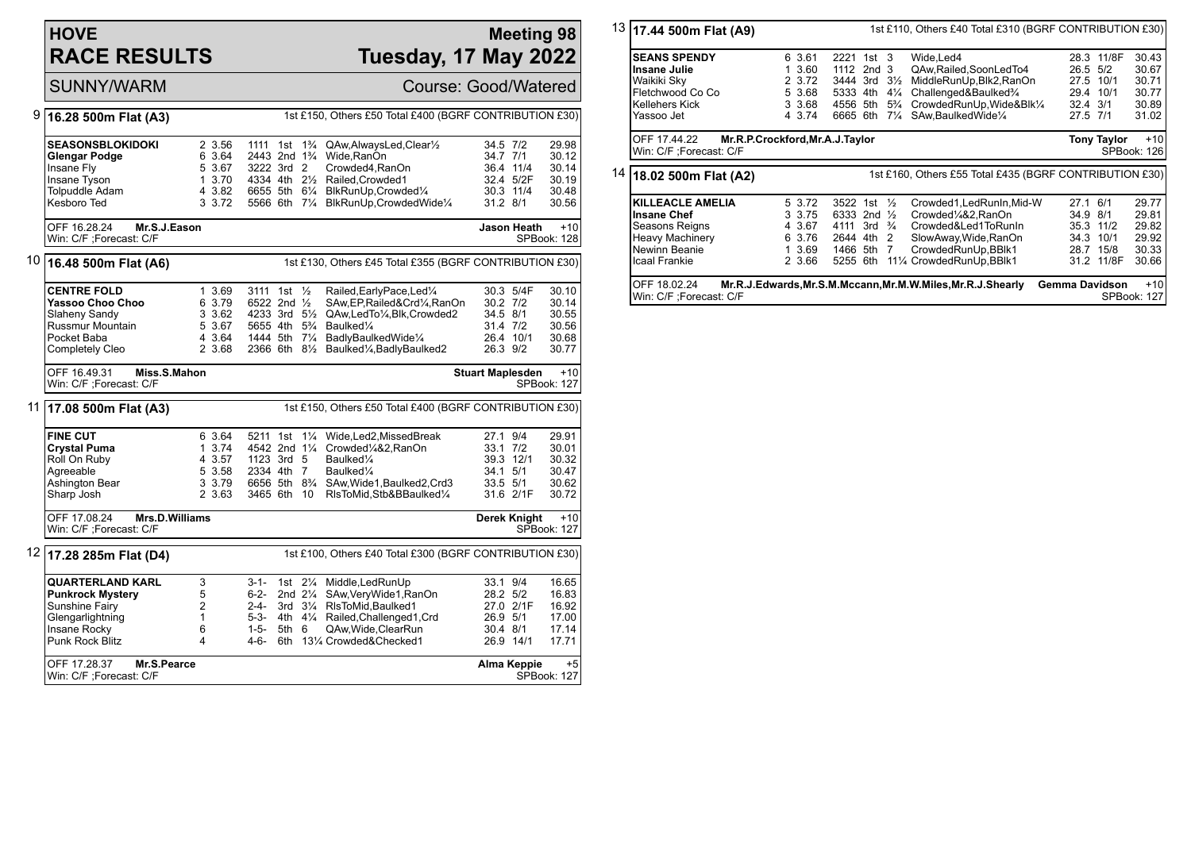# HOVE RACE RESULTS

## Meeting 98 Tuesday, 17 May 2022

SUNNY/WARM — Course: Good/Watered

### 9 16.28 500m Flat (A3)

1st £150, Others £50 Total £400 (BGRF CONTRIBUTION £30)

| | | | | | | | | | | |
|---|---|---|---|---|---|---|---|---|---|---|
| **SEASONSBLOKIDOKI** | 2 | 3.56 | 1111 | 1st | 1¾ | QAw,AlwaysLed,Clear½ | 34.5 | 7/2 | | 29.98 |
| **Glengar Podge** | 6 | 3.64 | 2443 | 2nd | 1¾ | Wide,RanOn | 34.7 | 7/1 | | 30.12 |
| Insane Fly | 5 | 3.67 | 3222 | 3rd | 2 | Crowded4,RanOn | 36.4 | 11/4 | | 30.14 |
| Insane Tyson | 1 | 3.70 | 4334 | 4th | 2½ | Railed,Crowded1 | 32.4 | 5/2F | | 30.19 |
| Tolpuddle Adam | 4 | 3.82 | 6655 | 5th | 6¼ | BlkRunUp,Crowded¼ | 30.3 | 11/4 | | 30.48 |
| Kesboro Ted | 3 | 3.72 | 5566 | 6th | 7¼ | BlkRunUp,CrowdedWide¼ | 31.2 | 8/1 | | 30.56 |

OFF 16.28.24 Mr.S.J.Eason — Jason Heath +10
Win: C/F ;Forecast: C/F — SPBook: 128

### 10 16.48 500m Flat (A6)

1st £130, Others £45 Total £355 (BGRF CONTRIBUTION £30)

| | | | | | | | | | | |
|---|---|---|---|---|---|---|---|---|---|---|
| **CENTRE FOLD** | 1 | 3.69 | 3111 | 1st | ½ | Railed,EarlyPace,Led¼ | 30.3 | 5/4F | | 30.10 |
| **Yassoo Choo Choo** | 6 | 3.79 | 6522 | 2nd | ½ | SAw,EP,Railed&Crd¼,RanOn | 30.2 | 7/2 | | 30.14 |
| Slaheny Sandy | 3 | 3.62 | 4233 | 3rd | 5½ | QAw,LedTo¼,Blk,Crowded2 | 34.5 | 8/1 | | 30.55 |
| Russmur Mountain | 5 | 3.67 | 5655 | 4th | 5¾ | Baulked¼ | 31.4 | 7/2 | | 30.56 |
| Pocket Baba | 4 | 3.64 | 1444 | 5th | 7¼ | BadlyBaulkedWide¼ | 26.4 | 10/1 | | 30.68 |
| Completely Cleo | 2 | 3.68 | 2366 | 6th | 8½ | Baulked¼,BadlyBaulked2 | 26.3 | 9/2 | | 30.77 |

OFF 16.49.31 Miss.S.Mahon — Stuart Maplesden +10
Win: C/F ;Forecast: C/F — SPBook: 127

### 11 17.08 500m Flat (A3)

1st £150, Others £50 Total £400 (BGRF CONTRIBUTION £30)

| | | | | | | | | | | |
|---|---|---|---|---|---|---|---|---|---|---|
| **FINE CUT** | 6 | 3.64 | 5211 | 1st | 1¼ | Wide,Led2,MissedBreak | 27.1 | 9/4 | | 29.91 |
| **Crystal Puma** | 1 | 3.74 | 4542 | 2nd | 1¼ | Crowded¼&2,RanOn | 33.1 | 7/2 | | 30.01 |
| Roll On Ruby | 4 | 3.57 | 1123 | 3rd | 5 | Baulked¼ | 39.3 | 12/1 | | 30.32 |
| Agreeable | 5 | 3.58 | 2334 | 4th | 7 | Baulked¼ | 34.1 | 5/1 | | 30.47 |
| Ashington Bear | 3 | 3.79 | 6656 | 5th | 8¾ | SAw,Wide1,Baulked2,Crd3 | 33.5 | 5/1 | | 30.62 |
| Sharp Josh | 2 | 3.63 | 3465 | 6th | 10 | RlsToMid,Stb&BBaulked¼ | 31.6 | 2/1F | | 30.72 |

OFF 17.08.24 Mrs.D.Williams — Derek Knight +10
Win: C/F ;Forecast: C/F — SPBook: 127

### 12 17.28 285m Flat (D4)

1st £100, Others £40 Total £300 (BGRF CONTRIBUTION £30)

| | | | | | | | | | | |
|---|---|---|---|---|---|---|---|---|---|---|
| **QUARTERLAND KARL** | 3 | | 3-1- | 1st | 2¼ | Middle,LedRunUp | 33.1 | 9/4 | | 16.65 |
| **Punkrock Mystery** | 5 | | 6-2- | 2nd | 2¼ | SAw,VeryWide1,RanOn | 28.2 | 5/2 | | 16.83 |
| Sunshine Fairy | 2 | | 2-4- | 3rd | 3¼ | RlsToMid,Baulked1 | 27.0 | 2/1F | | 16.92 |
| Glengarlightning | 1 | | 5-3- | 4th | 4¼ | Railed,Challenged1,Crd | 26.9 | 5/1 | | 17.00 |
| Insane Rocky | 6 | | 1-5- | 5th | 6 | QAw,Wide,ClearRun | 30.4 | 8/1 | | 17.14 |
| Punk Rock Blitz | 4 | | 4-6- | 6th | 13¼ | Crowded&Checked1 | 26.9 | 14/1 | | 17.71 |

OFF 17.28.37 Mr.S.Pearce — Alma Keppie +5
Win: C/F ;Forecast: C/F — SPBook: 127

### 13 17.44 500m Flat (A9)

1st £110, Others £40 Total £310 (BGRF CONTRIBUTION £30)

| | | | | | | | | | | |
|---|---|---|---|---|---|---|---|---|---|---|
| **SEANS SPENDY** | 6 | 3.61 | 2221 | 1st | 3 | Wide,Led4 | 28.3 | 11/8F | | 30.43 |
| **Insane Julie** | 1 | 3.60 | 1112 | 2nd | 3 | QAw,Railed,SoonLedTo4 | 26.5 | 5/2 | | 30.67 |
| Waikiki Sky | 2 | 3.72 | 3444 | 3rd | 3½ | MiddleRunUp,Blk2,RanOn | 27.5 | 10/1 | | 30.71 |
| Fletchwood Co Co | 5 | 3.68 | 5333 | 4th | 4¼ | Challenged&Baulked¾ | 29.4 | 10/1 | | 30.77 |
| Kellehers Kick | 3 | 3.68 | 4556 | 5th | 5¾ | CrowdedRunUp,Wide&Blk¼ | 32.4 | 3/1 | | 30.89 |
| Yassoo Jet | 4 | 3.74 | 6665 | 6th | 7¼ | SAw,BaulkedWide¼ | 27.5 | 7/1 | | 31.02 |

OFF 17.44.22 Mr.R.P.Crockford,Mr.A.J.Taylor — Tony Taylor +10
Win: C/F ;Forecast: C/F — SPBook: 126

### 14 18.02 500m Flat (A2)

1st £160, Others £55 Total £435 (BGRF CONTRIBUTION £30)

| | | | | | | | | | | |
|---|---|---|---|---|---|---|---|---|---|---|
| **KILLEACLE AMELIA** | 5 | 3.72 | 3522 | 1st | ½ | Crowded1,LedRunIn,Mid-W | 27.1 | 6/1 | | 29.77 |
| **Insane Chef** | 3 | 3.75 | 6333 | 2nd | ½ | Crowded¼&2,RanOn | 34.9 | 8/1 | | 29.81 |
| Seasons Reigns | 4 | 3.67 | 4111 | 3rd | ¾ | Crowded&Led1ToRunIn | 35.3 | 11/2 | | 29.82 |
| Heavy Machinery | 6 | 3.76 | 2644 | 4th | 2 | SlowAway,Wide,RanOn | 34.3 | 10/1 | | 29.92 |
| Newinn Beanie | 1 | 3.69 | 1466 | 5th | 7 | CrowdedRunUp,BBlk1 | 28.7 | 15/8 | | 30.33 |
| Icaal Frankie | 2 | 3.66 | 5255 | 6th | 11¼ | CrowdedRunUp,BBlk1 | 31.2 | 11/8F | | 30.66 |

OFF 18.02.24 Mr.R.J.Edwards,Mr.S.M.Mccann,Mr.M.W.Miles,Mr.R.J.Shearly — Gemma Davidson +10
Win: C/F ;Forecast: C/F — SPBook: 127